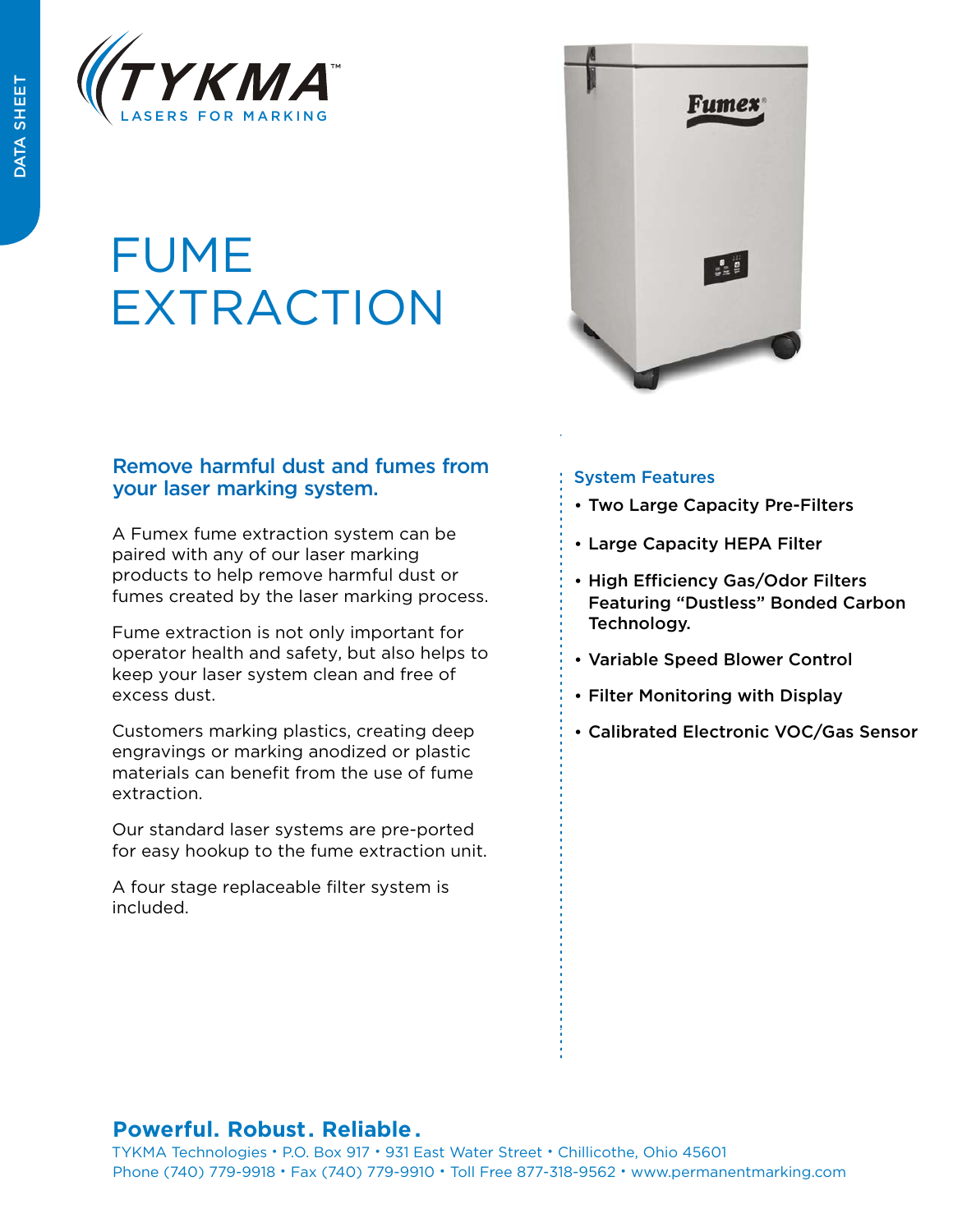DATA SHEET

TYKMA™

LASERS FOR MARKING

# FUME EXTRACTION

## Remove harmful dust and fumes from your laser marking system.

A Fumex fume extraction system can be paired with any of our laser marking products to help remove harmful dust or fumes created by the laser marking process.

Fume extraction is not only important for operator health and safety, but also helps to keep your laser system clean and free of excess dust.

Customers marking plastics, creating deep engravings or marking anodized or plastic materials can benefit from the use of fume extraction.

Our standard laser systems are pre-ported for easy hookup to the fume extraction unit.

A four stage replaceable filter system is included.

### System Features

- **Two Large Capacity Pre-Filters**
- **Large Capacity HEPA Filter**
- **High Efficiency Gas/Odor Filters Featuring "Dustless" Bonded Carbon Technology.**
- **Variable Speed Blower Control**
- **Filter Monitoring with Display**
- **Calibrated Electronic VOC/Gas Sensor**

**Powerful. Robust. Reliable.**

TYKMA Technologies • P.O. Box 917 • 931 East Water Street • Chillicothe, Ohio 45601
Phone (740) 779-9918 • Fax (740) 779-9910 • Toll Free 877-318-9562 • www.permanentmarking.com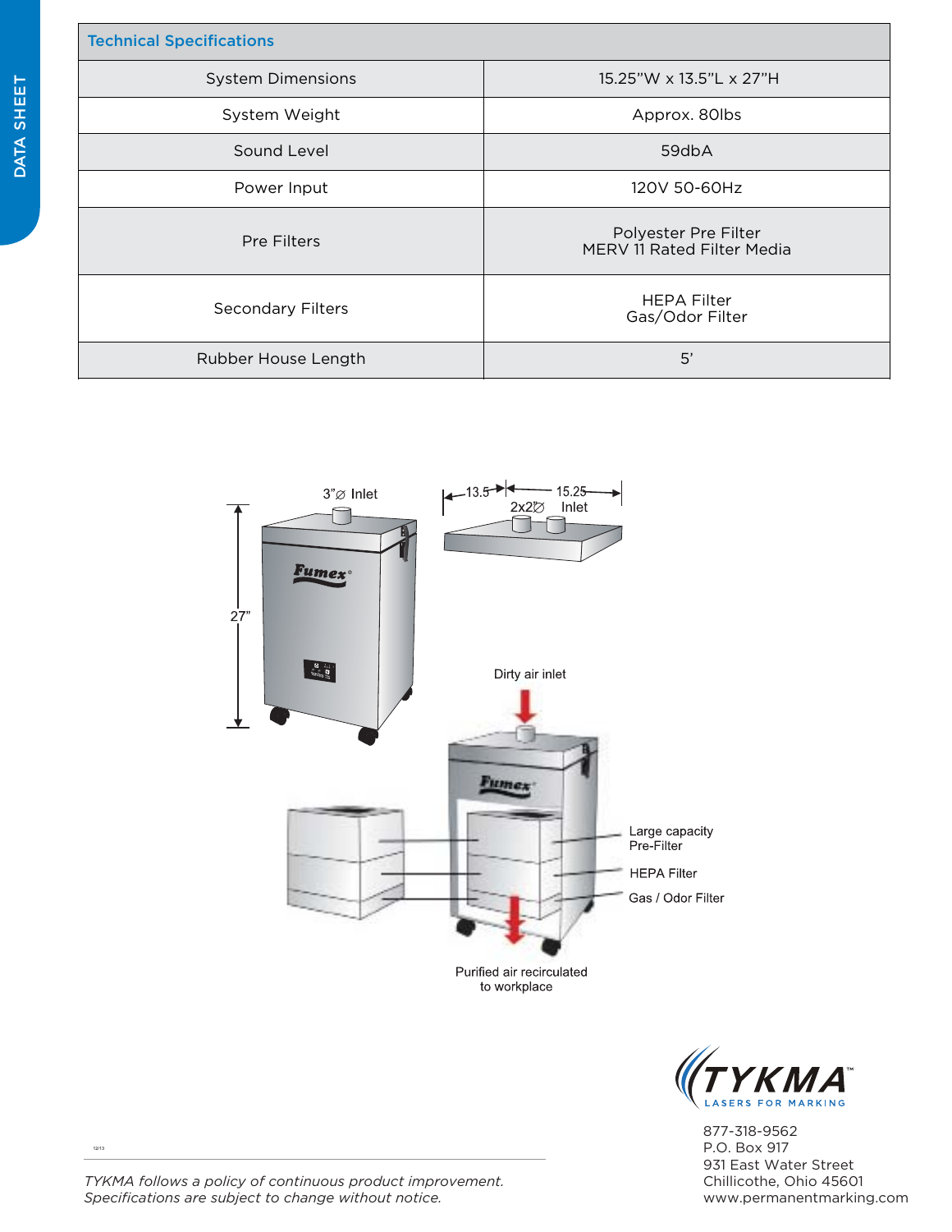DATA SHEET

| Technical Specifications | |
|---|---|
| System Dimensions | 15.25"W x 13.5"L x 27"H |
| System Weight | Approx. 80lbs |
| Sound Level | 59dbA |
| Power Input | 120V 50-60Hz |
| Pre Filters | Polyester Pre Filter<br>MERV 11 Rated Filter Media |
| Secondary Filters | HEPA Filter<br>Gas/Odor Filter |
| Rubber House Length | 5' |

3"∅ Inlet

27"

13.5

15.25

2x2"∅ Inlet

Dirty air inlet

Large capacity Pre-Filter

HEPA Filter

Gas / Odor Filter

Purified air recirculated to workplace

12/13

*TYKMA follows a policy of continuous product improvement.*
*Specifications are subject to change without notice.*

TYKMA™
LASERS FOR MARKING

877-318-9562
P.O. Box 917
931 East Water Street
Chillicothe, Ohio 45601
www.permanentmarking.com